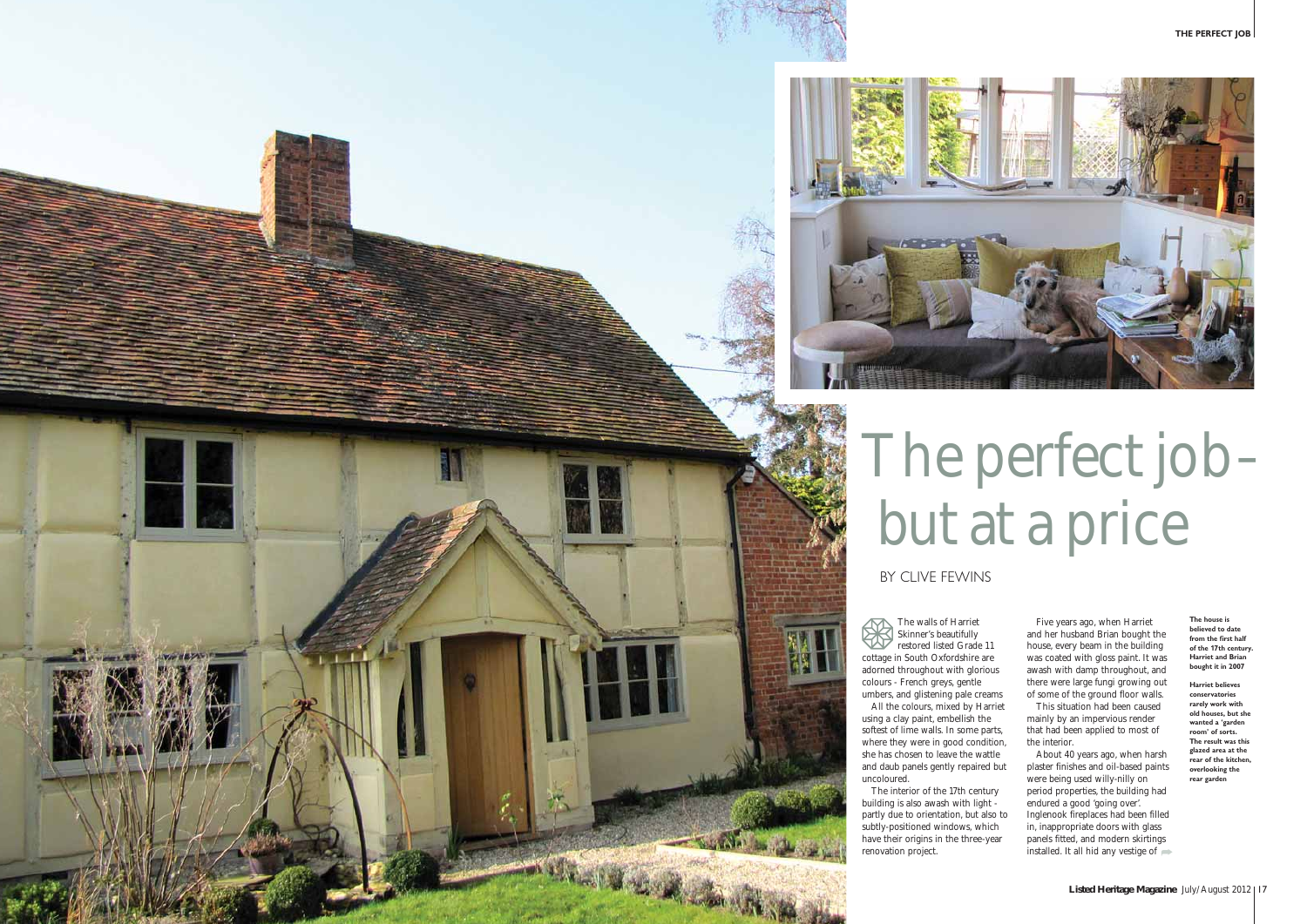# The perfect job – but at a price

BY CLIVE FEWINS

The walls of Harriet Skinner's beautifully restored listed Grade 11 cottage in South Oxfordshire are adorned throughout with glorious colours - French greys, gentle umbers, and glistening pale creams

All the colours, mixed by Harriet using a clay paint, embellish the softest of lime walls. In some parts, where they were in good condition, she has chosen to leave the wattle and daub panels gently repaired but uncoloured.

The interior of the 17th century building is also awash with light - partly due to orientation, but also to subtly-positioned windows, which have their origins in the three-year renovation project.

Five years ago, when Harriet and her husband Brian bought the house, every beam in the building was coated with gloss paint. It was awash with damp throughout, and there were large fungi growing out of some of the ground floor walls.

This situation had been caused mainly by an impervious render that had been applied to most of the interior.

About 40 years ago, when harsh plaster finishes and oil-based paints were being used willy-nilly on period properties, the building had endured a good 'going over'. Inglenook fireplaces had been filled in, inappropriate doors with glass panels fitted, and modern skirtings installed. It all hid any vestige of

**The house is believed to date from the first half of the 17th century. Harriet and Brian bought it in 2007**

**Harriet believes conservatories rarely work with old houses, but she wanted a 'garden room' of sorts. The result was this glazed area at the rear of the kitchen, overlooking the rear garden**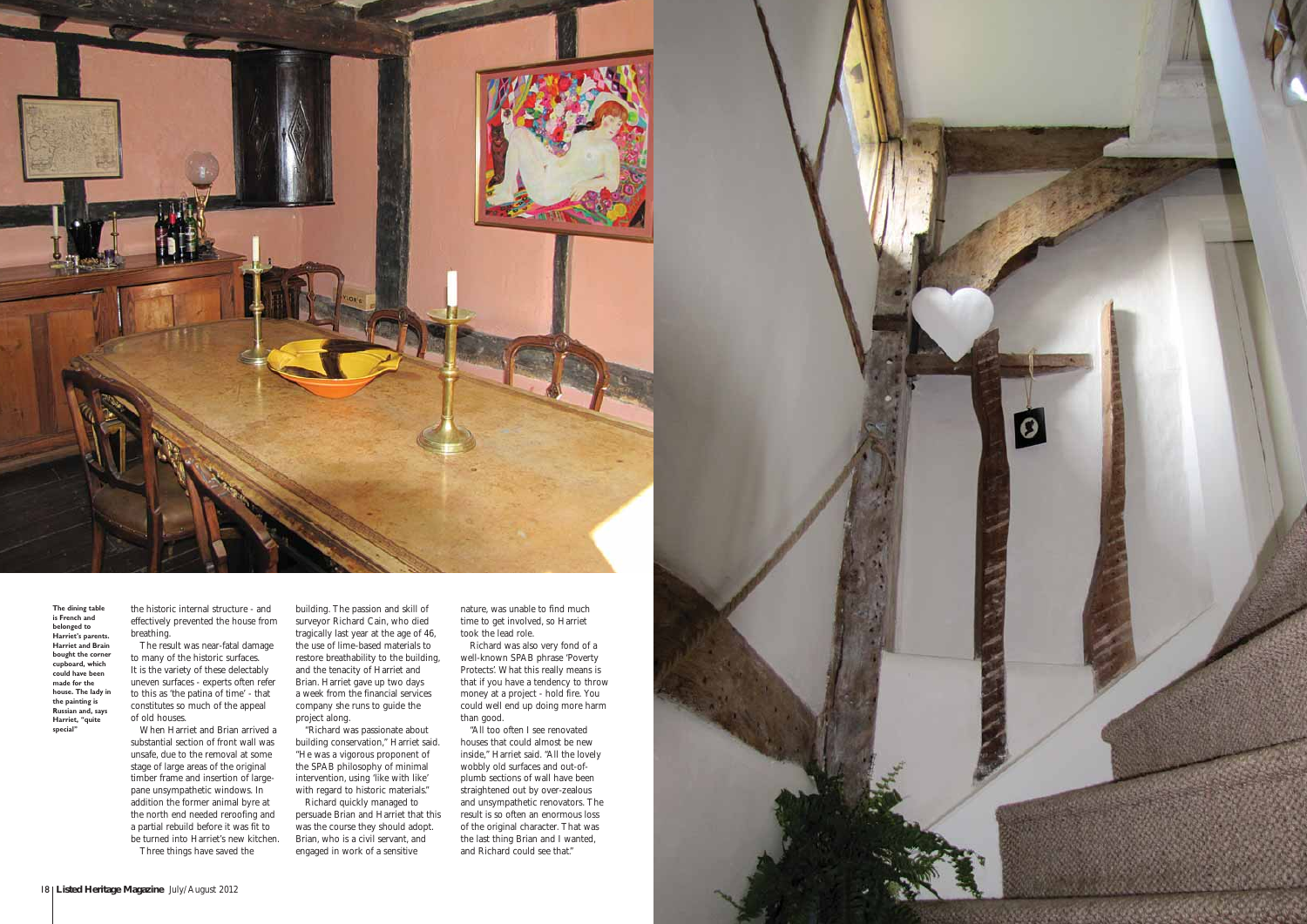**The dining table is French and belonged to Harriet's parents. Harriet and Brain bought the corner cupboard, which could have been made for the house. The lady in the painting is Russian and, says Harriet, "quite special"**

the historic internal structure - and effectively prevented the house from breathing.

The result was near-fatal damage to many of the historic surfaces. It is the variety of these delectably uneven surfaces - experts often refer to this as 'the patina of time' - that constitutes so much of the appeal of old houses.

When Harriet and Brian arrived a substantial section of front wall was unsafe, due to the removal at some stage of large areas of the original timber frame and insertion of large-pane unsympathetic windows. In addition the former animal byre at the north end needed reroofing and a partial rebuild before it was fit to be turned into Harriet's new kitchen.

Three things have saved the building. The passion and skill of surveyor Richard Cain, who died tragically last year at the age of 46, the use of lime-based materials to restore breathability to the building, and the tenacity of Harriet and Brian. Harriet gave up two days a week from the financial services company she runs to guide the project along.

"Richard was passionate about building conservation," Harriet said. "He was a vigorous proponent of the SPAB philosophy of minimal intervention, using 'like with like' with regard to historic materials."

Richard quickly managed to persuade Brian and Harriet that this was the course they should adopt. Brian, who is a civil servant, and engaged in work of a sensitive nature, was unable to find much time to get involved, so Harriet took the lead role.

Richard was also very fond of a well-known SPAB phrase 'Poverty Protects'. What this really means is that if you have a tendency to throw money at a project - hold fire. You could well end up doing more harm than good.

"All too often I see renovated houses that could almost be new inside," Harriet said. "All the lovely wobbly old surfaces and out-of-plumb sections of wall have been straightened out by over-zealous and unsympathetic renovators. The result is so often an enormous loss of the original character. That was the last thing Brian and I wanted, and Richard could see that."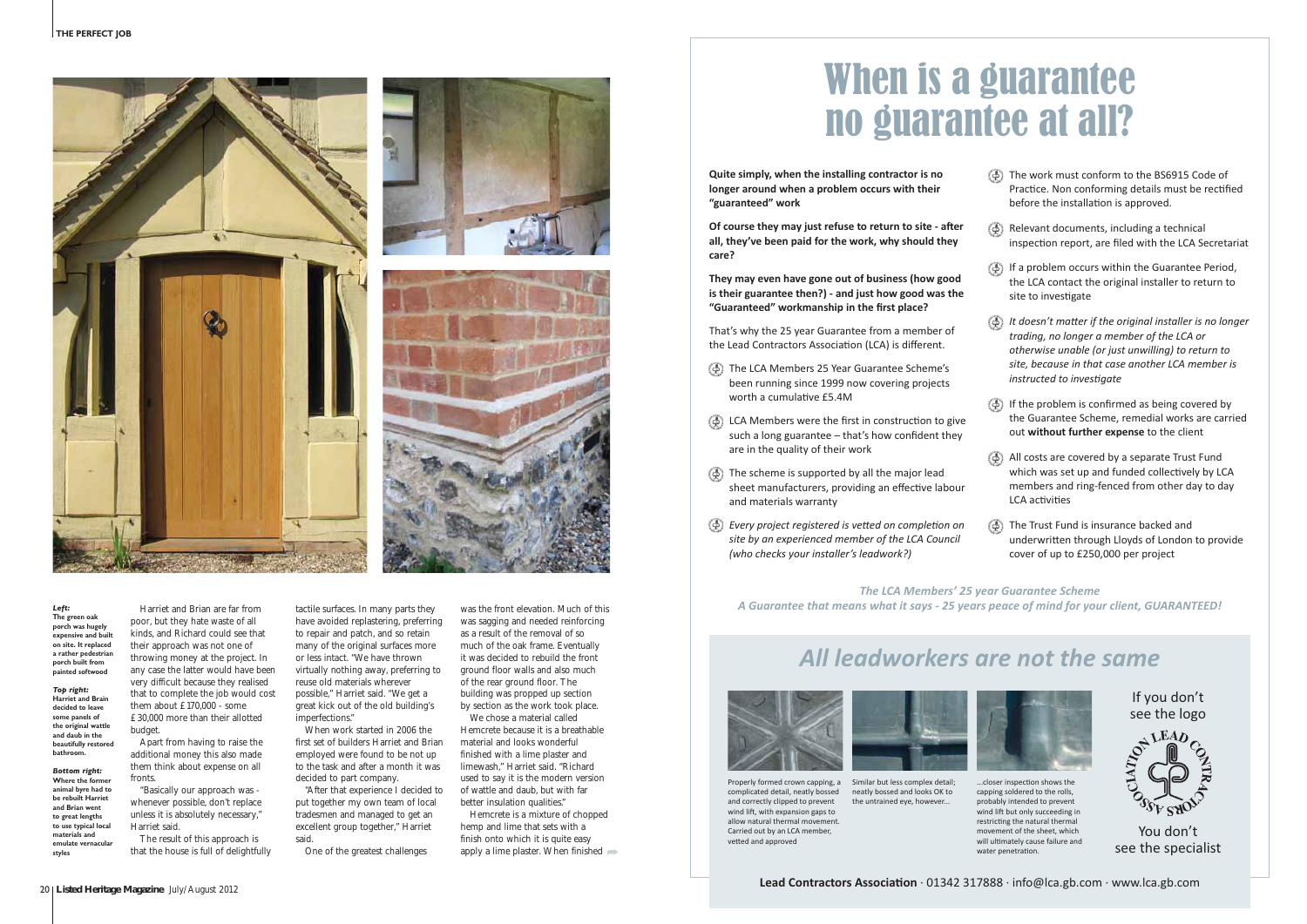*Left:*
**The green oak porch was hugely expensive and built on site. It replaced a rather pedestrian porch built from painted softwood**

*Top right:*
**Harriet and Brain decided to leave some panels of the original wattle and daub in the beautifully restored bathroom.**

*Bottom right:*
**Where the former animal byre had to be rebuilt Harriet and Brian went to great lengths to use typical local materials and emulate vernacular styles**

Harriet and Brian are far from poor, but they hate waste of all kinds, and Richard could see that their approach was not one of throwing money at the project. In any case the latter would have been very difficult because they realised that to complete the job would cost them about £170,000 - some £30,000 more than their allotted budget.

Apart from having to raise the additional money this also made them think about expense on all fronts.

"Basically our approach was - whenever possible, don't replace unless it is absolutely necessary," Harriet said.

The result of this approach is that the house is full of delightfully tactile surfaces. In many parts they have avoided replastering, preferring to repair and patch, and so retain many of the original surfaces more or less intact. "We have thrown virtually nothing away, preferring to reuse old materials wherever possible," Harriet said. "We get a great kick out of the old building's imperfections."

When work started in 2006 the first set of builders Harriet and Brian employed were found to be not up to the task and after a month it was decided to part company.

"After that experience I decided to put together my own team of local tradesmen and managed to get an excellent group together," Harriet said.

One of the greatest challenges was the front elevation. Much of this was sagging and needed reinforcing as a result of the removal of so much of the oak frame. Eventually it was decided to rebuild the front ground floor walls and also much of the rear ground floor. The building was propped up section by section as the work took place.

We chose a material called Hemcrete because it is a breathable material and looks wonderful finished with a lime plaster and limewash," Harriet said. "Richard used to say it is the modern version of wattle and daub, but with far better insulation qualities."

Hemcrete is a mixture of chopped hemp and lime that sets with a finish onto which it is quite easy apply a lime plaster. When finished

# When is a guarantee no guarantee at all?

**Quite simply, when the installing contractor is no longer around when a problem occurs with their "guaranteed" work**

**Of course they may just refuse to return to site - after all, they've been paid for the work, why should they care?**

**They may even have gone out of business (how good is their guarantee then?) - and just how good was the "Guaranteed" workmanship in the first place?**

That's why the 25 year Guarantee from a member of the Lead Contractors Association (LCA) is different.

- The LCA Members 25 Year Guarantee Scheme's been running since 1999 now covering projects worth a cumulative £5.4M
- LCA Members were the first in construction to give such a long guarantee – that's how confident they are in the quality of their work
- The scheme is supported by all the major lead sheet manufacturers, providing an effective labour and materials warranty
- *Every project registered is vetted on completion on site by an experienced member of the LCA Council (who checks your installer's leadwork?)*
- The work must conform to the BS6915 Code of Practice. Non conforming details must be rectified before the installation is approved.
- Relevant documents, including a technical inspection report, are filed with the LCA Secretariat
- If a problem occurs within the Guarantee Period, the LCA contact the original installer to return to site to investigate
- *It doesn't matter if the original installer is no longer trading, no longer a member of the LCA or otherwise unable (or just unwilling) to return to site, because in that case another LCA member is instructed to investigate*
- If the problem is confirmed as being covered by the Guarantee Scheme, remedial works are carried out **without further expense** to the client
- All costs are covered by a separate Trust Fund which was set up and funded collectively by LCA members and ring-fenced from other day to day LCA activities
- The Trust Fund is insurance backed and underwritten through Lloyds of London to provide cover of up to £250,000 per project

***The LCA Members' 25 Year Guarantee Scheme***
***A Guarantee that means what it says - 25 years peace of mind for your client, GUARANTEED!***

## *All leadworkers are not the same*

Properly formed crown capping, a complicated detail, neatly bossed and correctly clipped to prevent wind lift, with expansion gaps to allow natural thermal movement. Carried out by an LCA member, vetted and approved

Similar but less complex detail; neatly bossed and looks OK to the untrained eye, however...

...closer inspection shows the capping soldered to the rolls, probably intended to prevent wind lift but only succeeding in restricting the natural thermal movement of the sheet, which will ultimately cause failure and water penetration.

If you don't see the logo

You don't see the specialist

**Lead Contractors Association** · 01342 317888 · info@lca.gb.com · www.lca.gb.com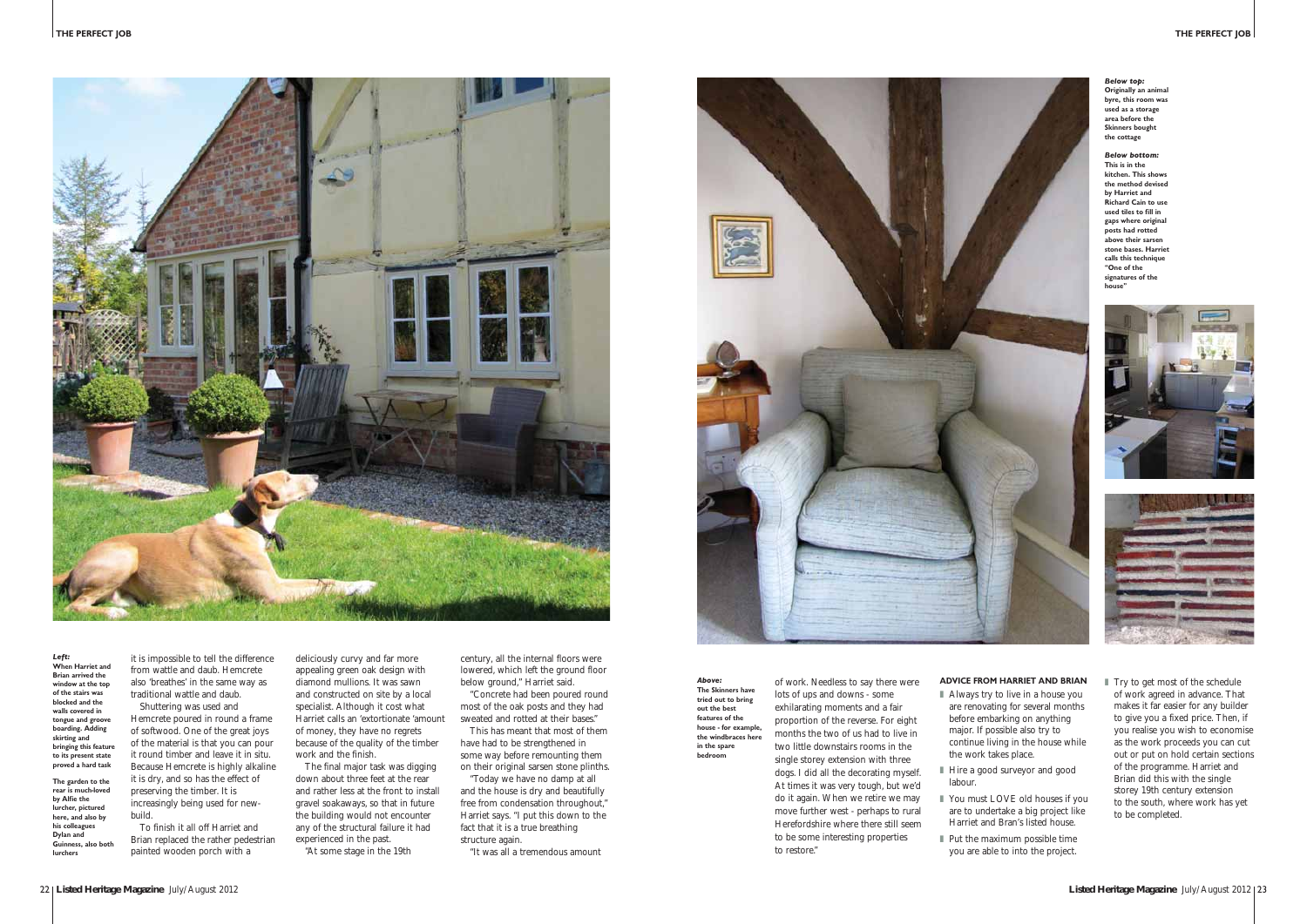*Left:*
**When Harriet and Brian arrived the window at the top of the stairs was blocked and the walls covered in tongue and groove boarding. Adding skirting and bringing this feature to its present state proved a hard task**

**The garden to the rear is much-loved by Alfie the lurcher, pictured here, and also by his colleagues Dylan and Guinness, also both lurchers**

it is impossible to tell the difference from wattle and daub. Hemcrete also 'breathes' in the same way as traditional wattle and daub.

Shuttering was used and Hemcrete poured in round a frame of softwood. One of the great joys of the material is that you can pour it round timber and leave it in situ. Because Hemcrete is highly alkaline it is dry, and so has the effect of preserving the timber. It is increasingly being used for new-build.

To finish it all off Harriet and Brian replaced the rather pedestrian painted wooden porch with a deliciously curvy and far more appealing green oak design with diamond mullions. It was sawn and constructed on site by a local specialist. Although it cost what Harriet calls an 'extortionate 'amount of money, they have no regrets because of the quality of the timber work and the finish.

The final major task was digging down about three feet at the rear and rather less at the front to install gravel soakaways, so that in future the building would not encounter any of the structural failure it had experienced in the past.

"At some stage in the 19th century, all the internal floors were lowered, which left the ground floor below ground," Harriet said.

"Concrete had been poured round most of the oak posts and they had sweated and rotted at their bases."

This has meant that most of them have had to be strengthened in some way before remounting them on their original sarsen stone plinths.

"Today we have no damp at all and the house is dry and beautifully free from condensation throughout," Harriet says. "I put this down to the fact that it is a true breathing structure again.

"It was all a tremendous amount of work. Needless to say there were lots of ups and downs - some exhilarating moments and a fair proportion of the reverse. For eight months the two of us had to live in two little downstairs rooms in the single storey extension with three dogs. I did all the decorating myself. At times it was very tough, but we'd do it again. When we retire we may move further west - perhaps to rural Herefordshire where there still seem to be some interesting properties to restore."

*Above:*
**The Skinners have tried out to bring out the best features of the house - for example, the windbraces here in the spare bedroom**

*Below top:*
**Originally an animal byre, this room was used as a storage area before the Skinners bought the cottage**

*Below bottom:*
**This is in the kitchen. This shows the method devised by Harriet and Richard Cain to use used tiles to fill in gaps where original posts had rotted above their sarsen stone bases. Harriet calls this technique "One of the signatures of the house"**

### ADVICE FROM HARRIET AND BRIAN

- Always try to live in a house you are renovating for several months before embarking on anything major. If possible also try to continue living in the house while the work takes place.
- Hire a good surveyor and good labour.
- You must LOVE old houses if you are to undertake a big project like Harriet and Bran's listed house.
- Put the maximum possible time you are able to into the project.
- Try to get most of the schedule of work agreed in advance. That makes it far easier for any builder to give you a fixed price. Then, if you realise you wish to economise as the work proceeds you can cut out or put on hold certain sections of the programme. Harriet and Brian did this with the single storey 19th century extension to the south, where work has yet to be completed.